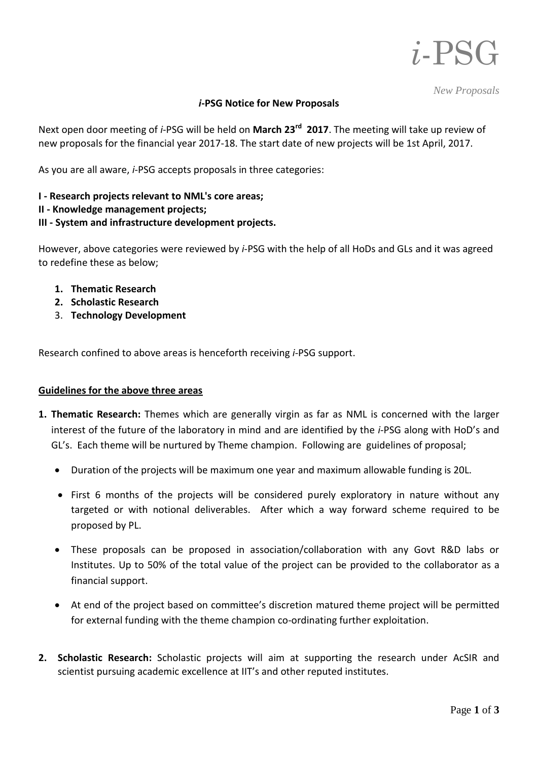# *i*-PSG

*New Proposals*

## *i*-PSG Notice for New Proposals

Next open door meeting of *i*-PSG will be held on **March 23rd 2017**. The meeting will take up review of new proposals for the financial year 2017-18. The start date of new projects will be 1st April, 2017.

As you are all aware, *i*-PSG accepts proposals in three categories:

**I - Research projects relevant to NML's core areas;**
**II - Knowledge management projects;**
**III - System and infrastructure development projects.**

However, above categories were reviewed by *i*-PSG with the help of all HoDs and GLs and it was agreed to redefine these as below;

1. **Thematic Research**
2. **Scholastic Research**
3. **Technology Development**

Research confined to above areas is henceforth receiving *i*-PSG support.

**Guidelines for the above three areas**

1. **Thematic Research:** Themes which are generally virgin as far as NML is concerned with the larger interest of the future of the laboratory in mind and are identified by the *i*-PSG along with HoD's and GL's. Each theme will be nurtured by Theme champion. Following are guidelines of proposal;
   - Duration of the projects will be maximum one year and maximum allowable funding is 20L.
   - First 6 months of the projects will be considered purely exploratory in nature without any targeted or with notional deliverables. After which a way forward scheme required to be proposed by PL.
   - These proposals can be proposed in association/collaboration with any Govt R&D labs or Institutes. Up to 50% of the total value of the project can be provided to the collaborator as a financial support.
   - At end of the project based on committee's discretion matured theme project will be permitted for external funding with the theme champion co-ordinating further exploitation.

2. **Scholastic Research:** Scholastic projects will aim at supporting the research under AcSIR and scientist pursuing academic excellence at IIT's and other reputed institutes.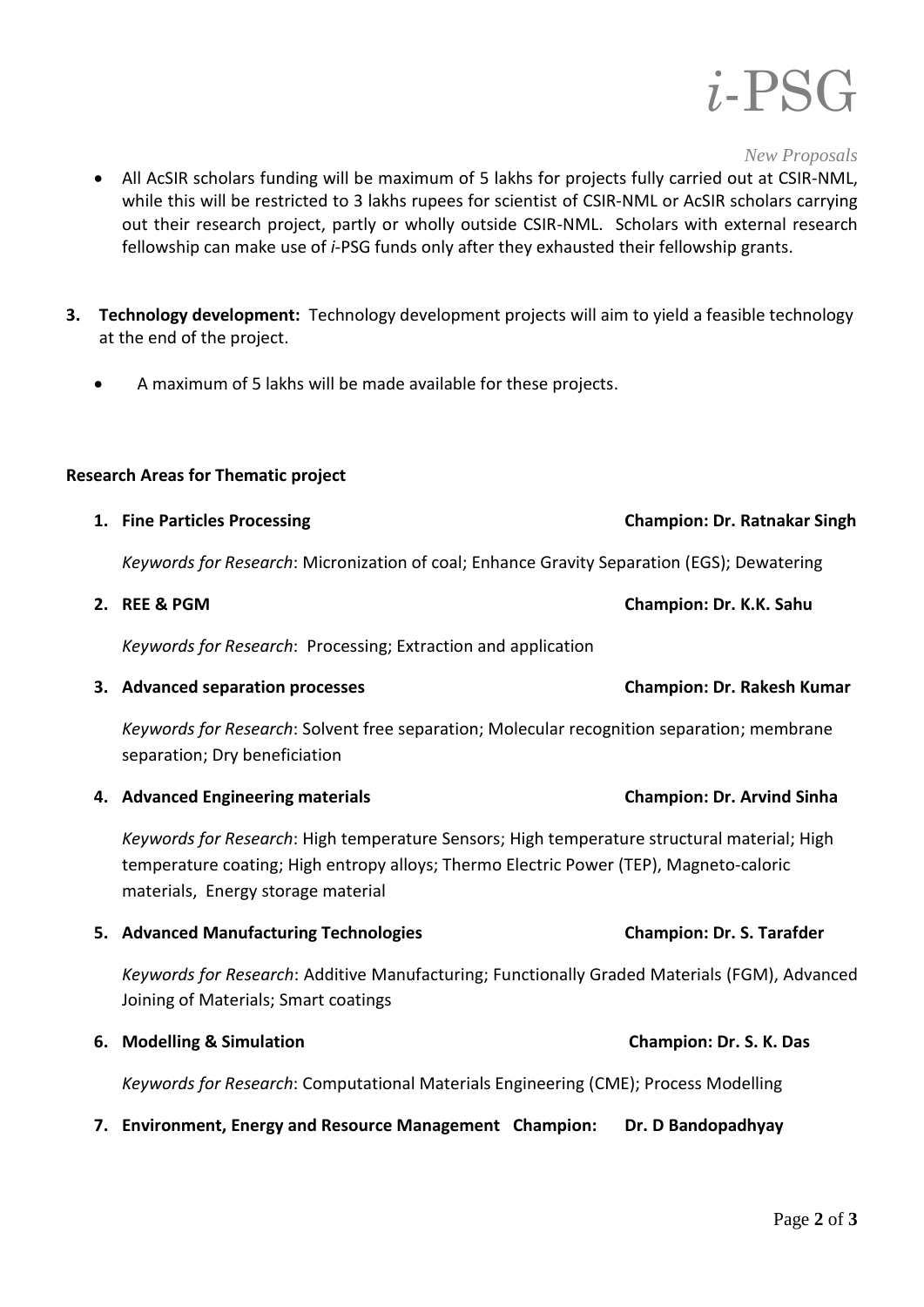- All AcSIR scholars funding will be maximum of 5 lakhs for projects fully carried out at CSIR-NML, while this will be restricted to 3 lakhs rupees for scientist of CSIR-NML or AcSIR scholars carrying out their research project, partly or wholly outside CSIR-NML. Scholars with external research fellowship can make use of *i*-PSG funds only after they exhausted their fellowship grants.

3. **Technology development:** Technology development projects will aim to yield a feasible technology at the end of the project.

   - A maximum of 5 lakhs will be made available for these projects.

**Research Areas for Thematic project**

1. **Fine Particles Processing** — **Champion: Dr. Ratnakar Singh**

   *Keywords for Research*: Micronization of coal; Enhance Gravity Separation (EGS); Dewatering

2. **REE & PGM** — **Champion: Dr. K.K. Sahu**

   *Keywords for Research*: Processing; Extraction and application

3. **Advanced separation processes** — **Champion: Dr. Rakesh Kumar**

   *Keywords for Research*: Solvent free separation; Molecular recognition separation; membrane separation; Dry beneficiation

4. **Advanced Engineering materials** — **Champion: Dr. Arvind Sinha**

   *Keywords for Research*: High temperature Sensors; High temperature structural material; High temperature coating; High entropy alloys; Thermo Electric Power (TEP), Magneto-caloric materials, Energy storage material

5. **Advanced Manufacturing Technologies** — **Champion: Dr. S. Tarafder**

   *Keywords for Research*: Additive Manufacturing; Functionally Graded Materials (FGM), Advanced Joining of Materials; Smart coatings

6. **Modelling & Simulation** — **Champion: Dr. S. K. Das**

   *Keywords for Research*: Computational Materials Engineering (CME); Process Modelling

7. **Environment, Energy and Resource Management Champion: Dr. D Bandopadhyay**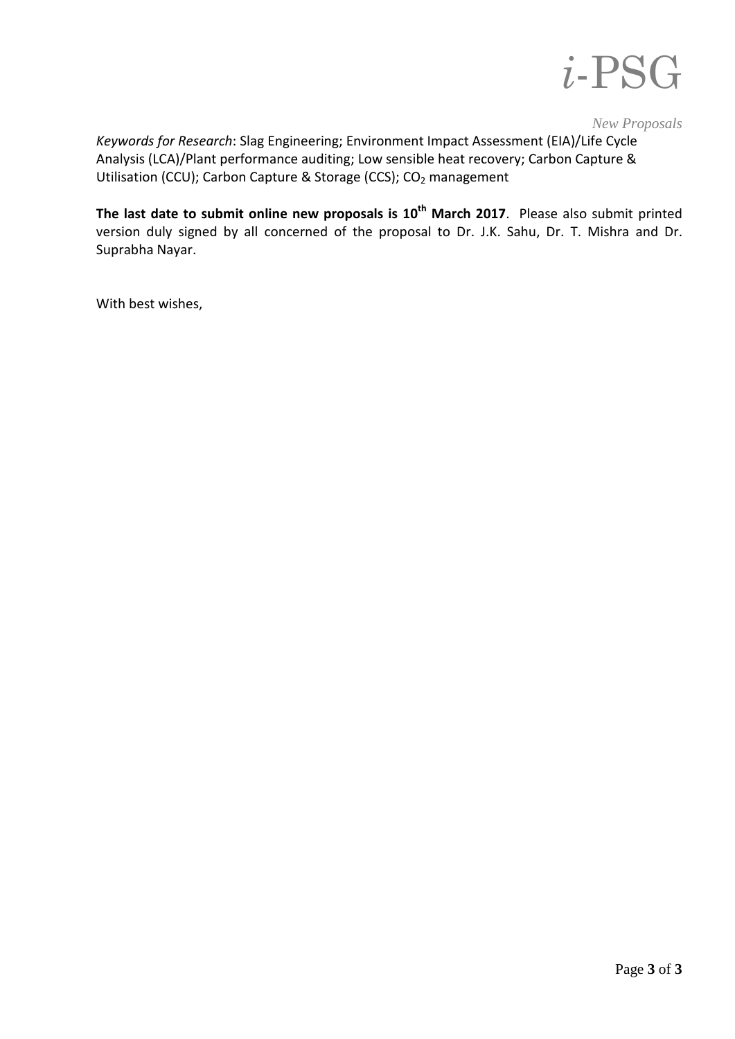*Keywords for Research*: Slag Engineering; Environment Impact Assessment (EIA)/Life Cycle Analysis (LCA)/Plant performance auditing; Low sensible heat recovery; Carbon Capture & Utilisation (CCU); Carbon Capture & Storage (CCS); $CO_2$ management

**The last date to submit online new proposals is 10th March 2017**. Please also submit printed version duly signed by all concerned of the proposal to Dr. J.K. Sahu, Dr. T. Mishra and Dr. Suprabha Nayar.

With best wishes,